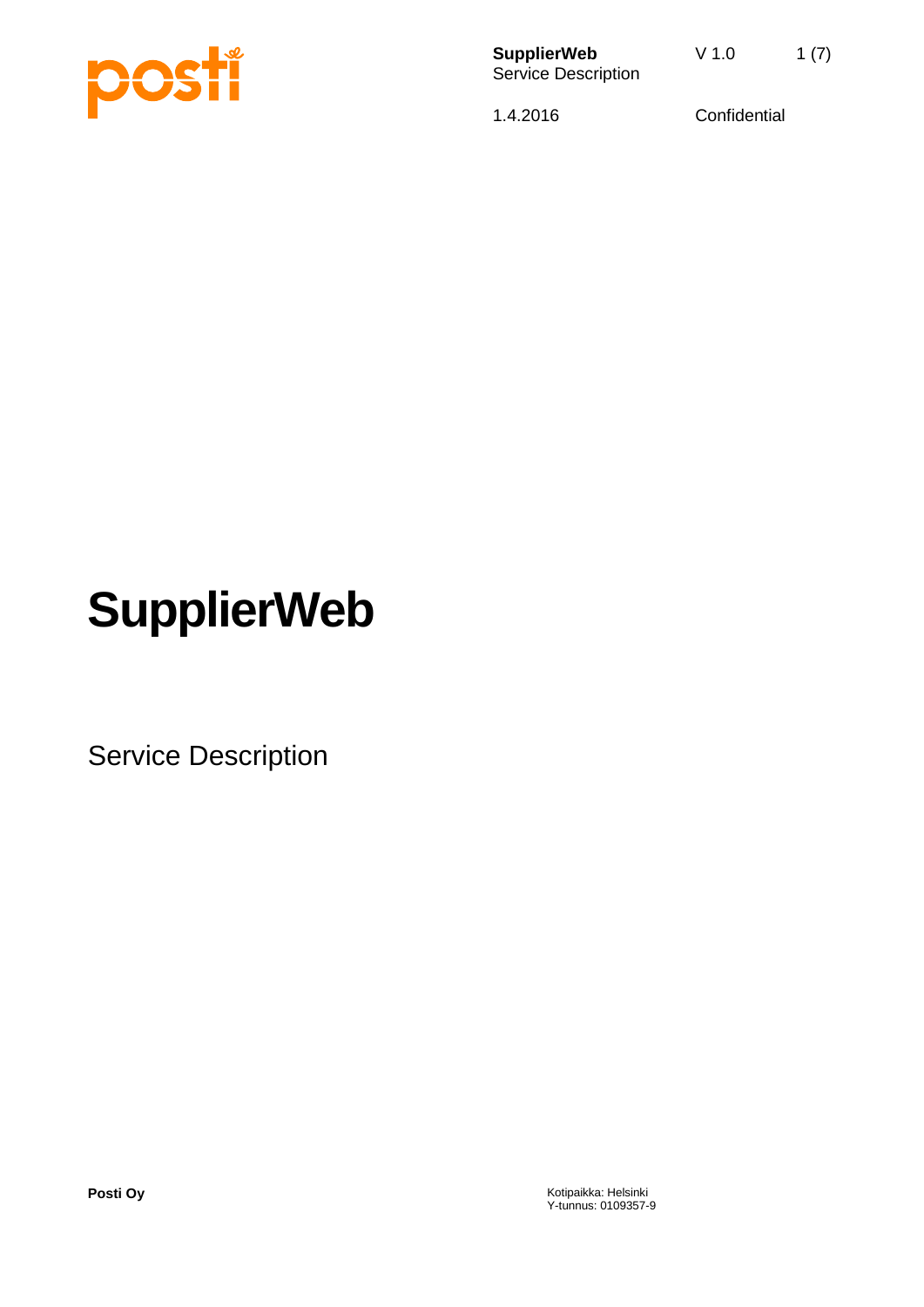# SupplierWeb

Service Description

**Posti Oy**

Kotipaikka: Helsinki
Y-tunnus: 0109357-9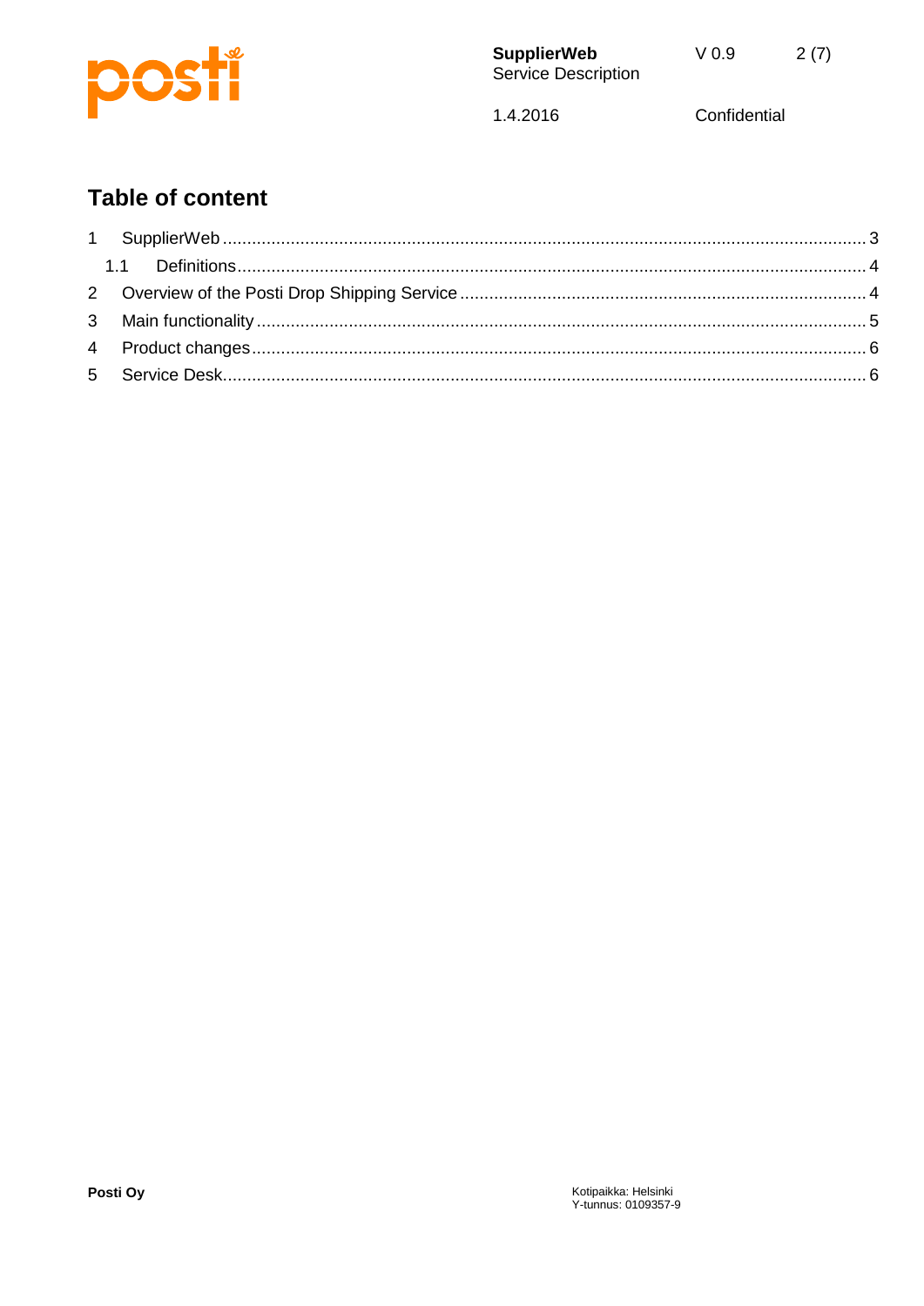# Table of content

1 SupplierWeb ........................................................................................................................................ 3

  1.1 Definitions ................................................................................................................................. 4

2 Overview of the Posti Drop Shipping Service ...................................................................................... 4

3 Main functionality ................................................................................................................................ 5

4 Product changes .................................................................................................................................. 6

5 Service Desk ........................................................................................................................................ 6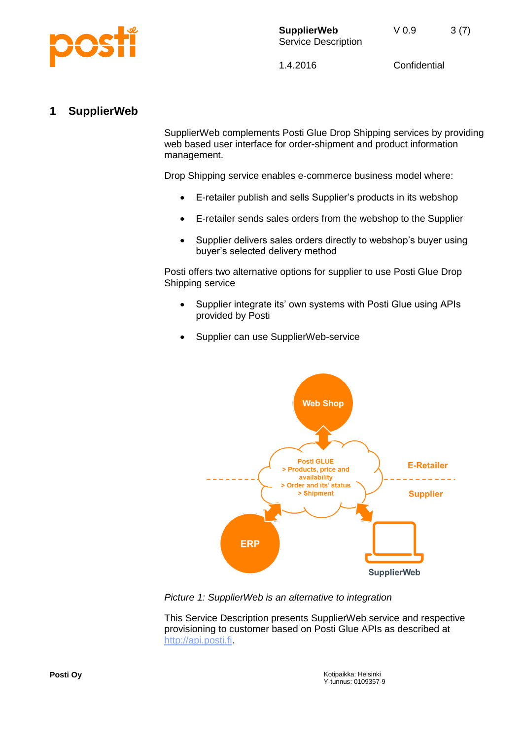# 1 SupplierWeb

SupplierWeb complements Posti Glue Drop Shipping services by providing web based user interface for order-shipment and product information management.

Drop Shipping service enables e-commerce business model where:

- E-retailer publish and sells Supplier's products in its webshop
- E-retailer sends sales orders from the webshop to the Supplier
- Supplier delivers sales orders directly to webshop's buyer using buyer's selected delivery method

Posti offers two alternative options for supplier to use Posti Glue Drop Shipping service

- Supplier integrate its' own systems with Posti Glue using APIs provided by Posti
- Supplier can use SupplierWeb-service

*Picture 1: SupplierWeb is an alternative to integration*

This Service Description presents SupplierWeb service and respective provisioning to customer based on Posti Glue APIs as described at [http://api.posti.fi](http://api.posti.fi).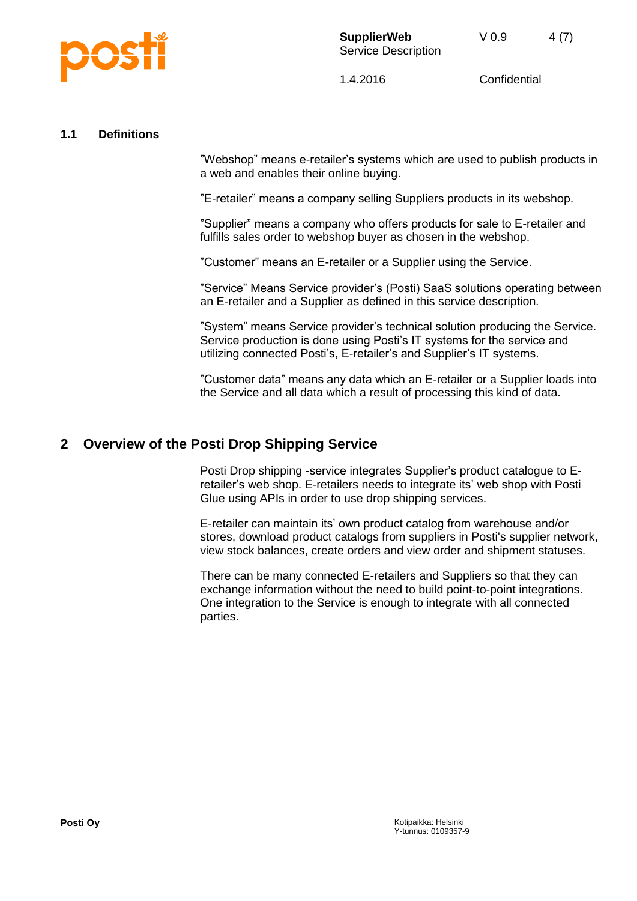### 1.1 Definitions

”Webshop” means e-retailer’s systems which are used to publish products in a web and enables their online buying.

”E-retailer” means a company selling Suppliers products in its webshop.

”Supplier” means a company who offers products for sale to E-retailer and fulfills sales order to webshop buyer as chosen in the webshop.

”Customer” means an E-retailer or a Supplier using the Service.

”Service” Means Service provider’s (Posti) SaaS solutions operating between an E-retailer and a Supplier as defined in this service description.

”System” means Service provider’s technical solution producing the Service. Service production is done using Posti’s IT systems for the service and utilizing connected Posti’s, E-retailer’s and Supplier’s IT systems.

”Customer data” means any data which an E-retailer or a Supplier loads into the Service and all data which a result of processing this kind of data.

## 2 Overview of the Posti Drop Shipping Service

Posti Drop shipping -service integrates Supplier’s product catalogue to E-retailer’s web shop. E-retailers needs to integrate its’ web shop with Posti Glue using APIs in order to use drop shipping services.

E-retailer can maintain its’ own product catalog from warehouse and/or stores, download product catalogs from suppliers in Posti's supplier network, view stock balances, create orders and view order and shipment statuses.

There can be many connected E-retailers and Suppliers so that they can exchange information without the need to build point-to-point integrations. One integration to the Service is enough to integrate with all connected parties.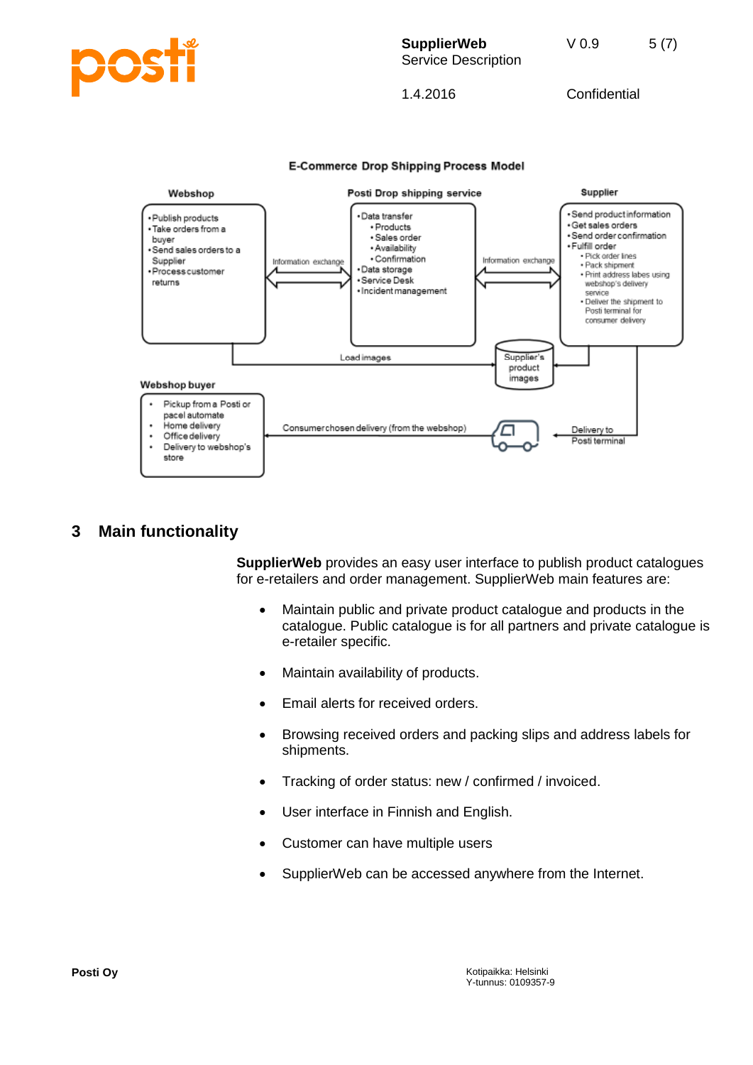**E-Commerce Drop Shipping Process Model**

**Webshop**

- Publish products
- Take orders from a buyer
- Send sales orders to a Supplier
- Process customer returns

Information exchange

**Posti Drop shipping service**

- Data transfer
  - Products
  - Sales order
  - Availability
  - Confirmation
- Data storage
- Service Desk
- Incident management

Information exchange

**Supplier**

- Send product information
- Get sales orders
- Send order confirmation
- Fulfill order
  - Pick order lines
  - Pack shipment
  - Print address labes using webshop's delivery service
  - Deliver the shipment to Posti terminal for consumer delivery

Load images

Supplier's product images

**Webshop buyer**

- Pickup from a Posti or pacel automate
- Home delivery
- Office delivery
- Delivery to webshop's store

Consumer chosen delivery (from the webshop)

Delivery to Posti terminal

# 3 Main functionality

**SupplierWeb** provides an easy user interface to publish product catalogues for e-retailers and order management. SupplierWeb main features are:

- Maintain public and private product catalogue and products in the catalogue. Public catalogue is for all partners and private catalogue is e-retailer specific.
- Maintain availability of products.
- Email alerts for received orders.
- Browsing received orders and packing slips and address labels for shipments.
- Tracking of order status: new / confirmed / invoiced.
- User interface in Finnish and English.
- Customer can have multiple users
- SupplierWeb can be accessed anywhere from the Internet.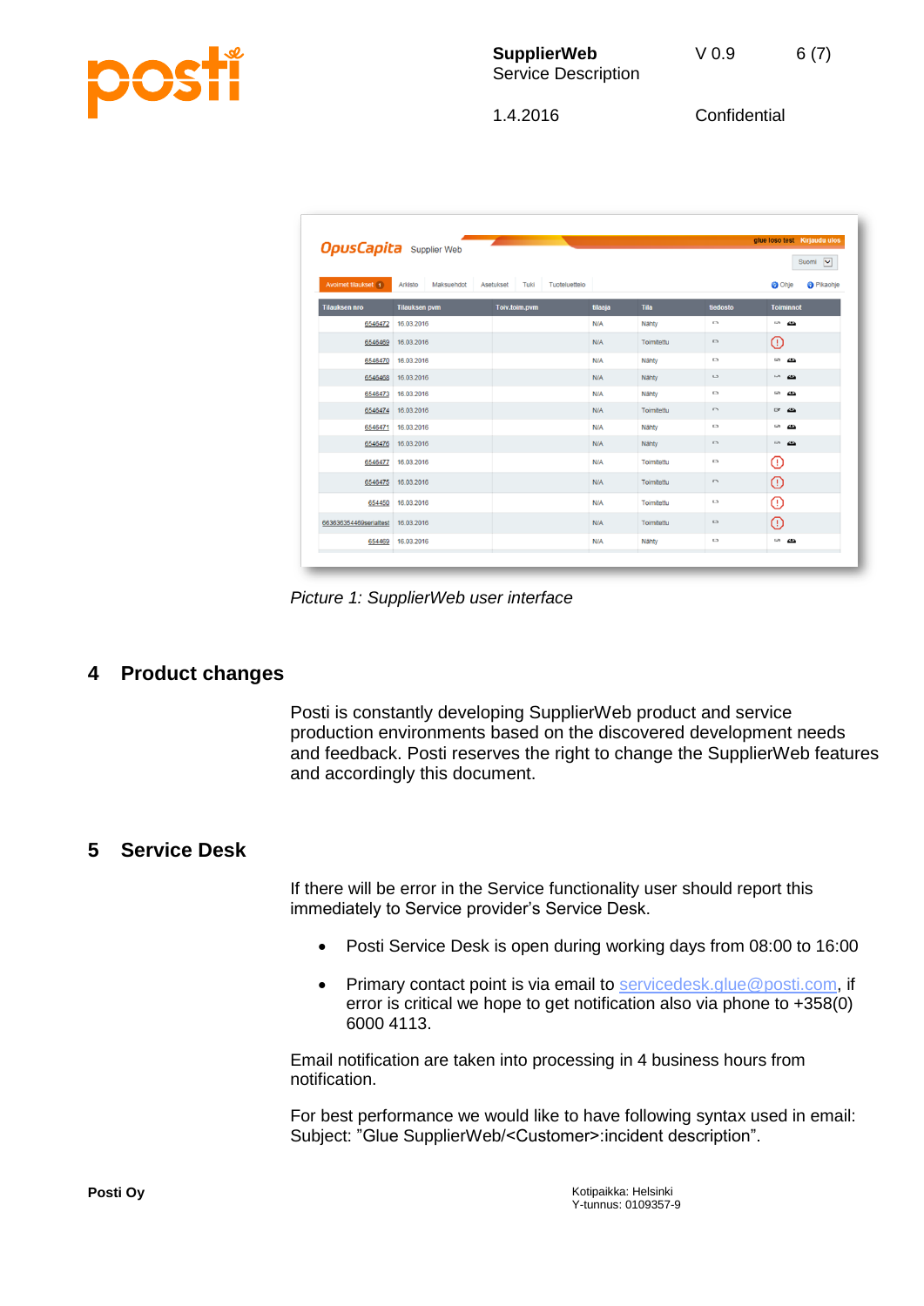*Picture 1: SupplierWeb user interface*

# 4 Product changes

Posti is constantly developing SupplierWeb product and service production environments based on the discovered development needs and feedback. Posti reserves the right to change the SupplierWeb features and accordingly this document.

# 5 Service Desk

If there will be error in the Service functionality user should report this immediately to Service provider's Service Desk.

- Posti Service Desk is open during working days from 08:00 to 16:00
- Primary contact point is via email to servicedesk.glue@posti.com, if error is critical we hope to get notification also via phone to +358(0) 6000 4113.

Email notification are taken into processing in 4 business hours from notification.

For best performance we would like to have following syntax used in email: Subject: "Glue SupplierWeb/<Customer>:incident description".

**Posti Oy**

Kotipaikka: Helsinki
Y-tunnus: 0109357-9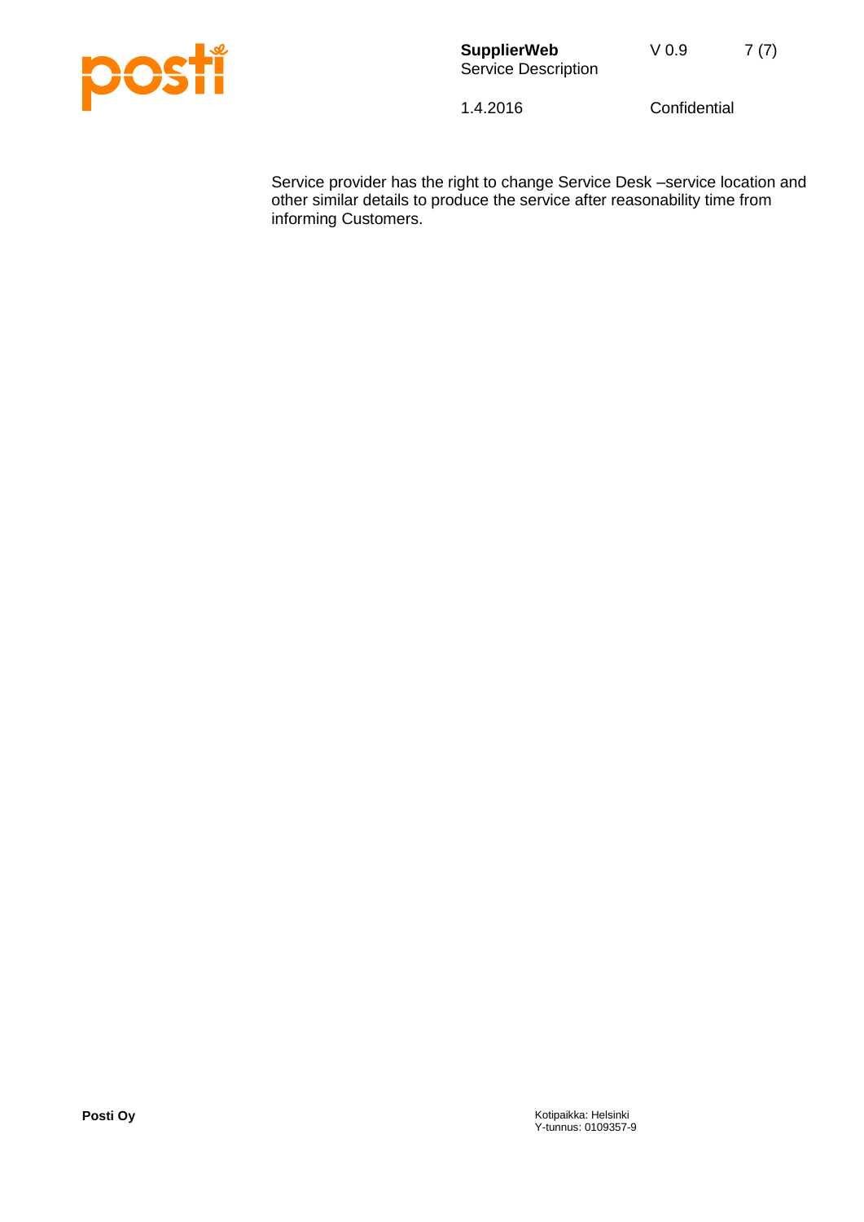Service provider has the right to change Service Desk –service location and other similar details to produce the service after reasonability time from informing Customers.